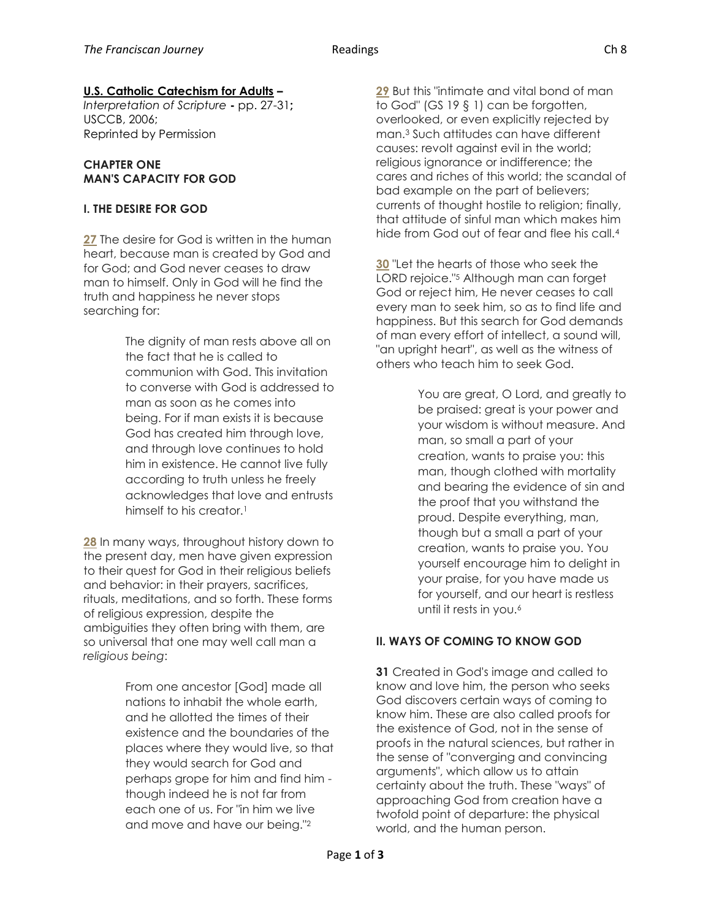**U.S. Catholic Catechism for Adults –**
*Interpretation of Scripture* - pp. 27-31;
USCCB, 2006;
Reprinted by Permission

**CHAPTER ONE**
**MAN'S CAPACITY FOR GOD**

**I. THE DESIRE FOR GOD**

**27** The desire for God is written in the human heart, because man is created by God and for God; and God never ceases to draw man to himself. Only in God will he find the truth and happiness he never stops searching for:

> The dignity of man rests above all on the fact that he is called to communion with God. This invitation to converse with God is addressed to man as soon as he comes into being. For if man exists it is because God has created him through love, and through love continues to hold him in existence. He cannot live fully according to truth unless he freely acknowledges that love and entrusts himself to his creator.[1]

**28** In many ways, throughout history down to the present day, men have given expression to their quest for God in their religious beliefs and behavior: in their prayers, sacrifices, rituals, meditations, and so forth. These forms of religious expression, despite the ambiguities they often bring with them, are so universal that one may well call man a *religious being*:

> From one ancestor [God] made all nations to inhabit the whole earth, and he allotted the times of their existence and the boundaries of the places where they would live, so that they would search for God and perhaps grope for him and find him - though indeed he is not far from each one of us. For "in him we live and move and have our being."[2]

**29** But this "intimate and vital bond of man to God" (GS 19 § 1) can be forgotten, overlooked, or even explicitly rejected by man.[3] Such attitudes can have different causes: revolt against evil in the world; religious ignorance or indifference; the cares and riches of this world; the scandal of bad example on the part of believers; currents of thought hostile to religion; finally, that attitude of sinful man which makes him hide from God out of fear and flee his call.[4]

**30** "Let the hearts of those who seek the LORD rejoice."[5] Although man can forget God or reject him, He never ceases to call every man to seek him, so as to find life and happiness. But this search for God demands of man every effort of intellect, a sound will, "an upright heart", as well as the witness of others who teach him to seek God.

> You are great, O Lord, and greatly to be praised: great is your power and your wisdom is without measure. And man, so small a part of your creation, wants to praise you: this man, though clothed with mortality and bearing the evidence of sin and the proof that you withstand the proud. Despite everything, man, though but a small a part of your creation, wants to praise you. You yourself encourage him to delight in your praise, for you have made us for yourself, and our heart is restless until it rests in you.[6]

**II. WAYS OF COMING TO KNOW GOD**

**31** Created in God's image and called to know and love him, the person who seeks God discovers certain ways of coming to know him. These are also called proofs for the existence of God, not in the sense of proofs in the natural sciences, but rather in the sense of "converging and convincing arguments", which allow us to attain certainty about the truth. These "ways" of approaching God from creation have a twofold point of departure: the physical world, and the human person.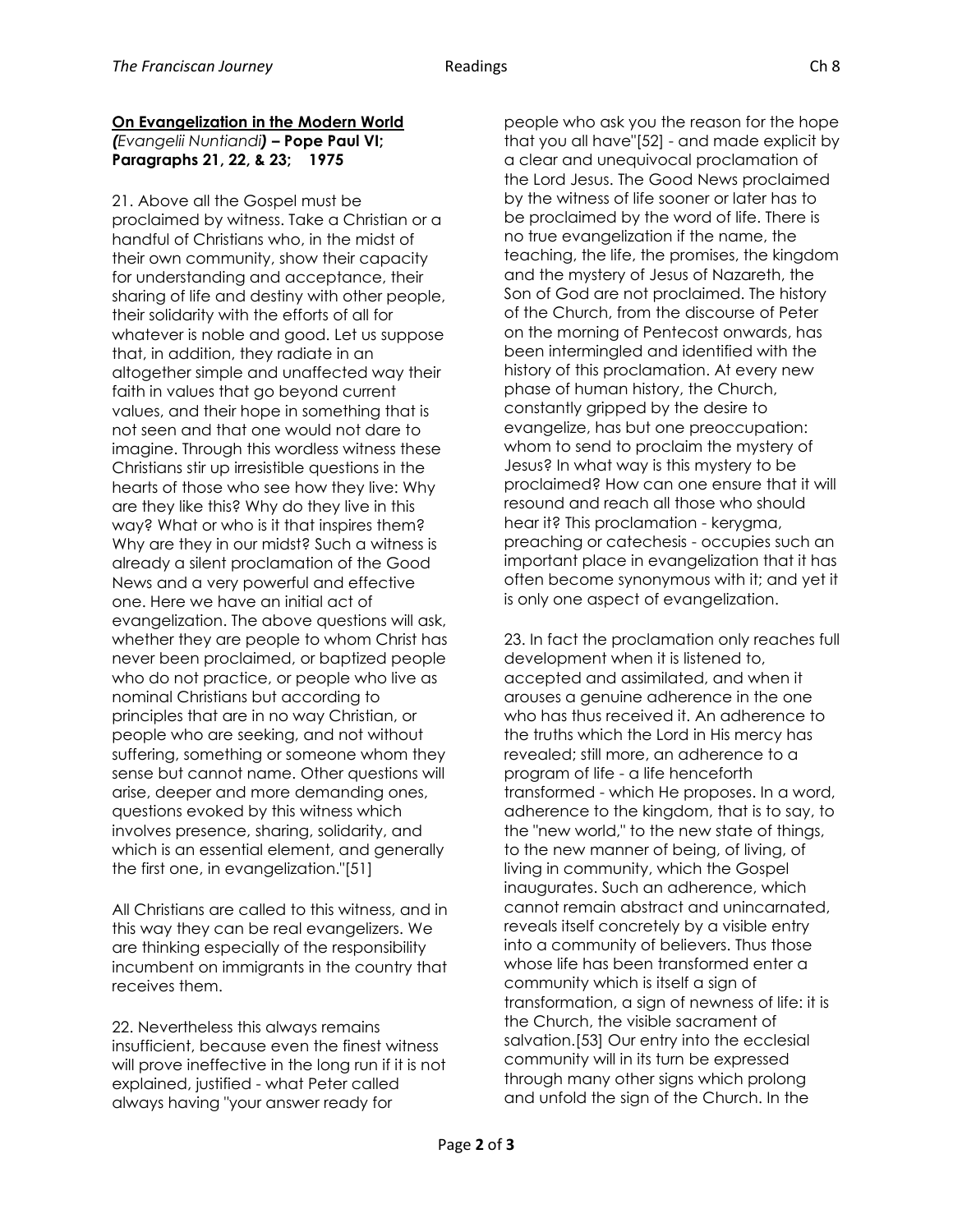**On Evangelization in the Modern World**
***(Evangelii Nuntiandi) – Pope Paul VI; Paragraphs 21, 22, & 23; 1975***

21. Above all the Gospel must be proclaimed by witness. Take a Christian or a handful of Christians who, in the midst of their own community, show their capacity for understanding and acceptance, their sharing of life and destiny with other people, their solidarity with the efforts of all for whatever is noble and good. Let us suppose that, in addition, they radiate in an altogether simple and unaffected way their faith in values that go beyond current values, and their hope in something that is not seen and that one would not dare to imagine. Through this wordless witness these Christians stir up irresistible questions in the hearts of those who see how they live: Why are they like this? Why do they live in this way? What or who is it that inspires them? Why are they in our midst? Such a witness is already a silent proclamation of the Good News and a very powerful and effective one. Here we have an initial act of evangelization. The above questions will ask, whether they are people to whom Christ has never been proclaimed, or baptized people who do not practice, or people who live as nominal Christians but according to principles that are in no way Christian, or people who are seeking, and not without suffering, something or someone whom they sense but cannot name. Other questions will arise, deeper and more demanding ones, questions evoked by this witness which involves presence, sharing, solidarity, and which is an essential element, and generally the first one, in evangelization."[51]

All Christians are called to this witness, and in this way they can be real evangelizers. We are thinking especially of the responsibility incumbent on immigrants in the country that receives them.

22. Nevertheless this always remains insufficient, because even the finest witness will prove ineffective in the long run if it is not explained, justified - what Peter called always having "your answer ready for people who ask you the reason for the hope that you all have"[52] - and made explicit by a clear and unequivocal proclamation of the Lord Jesus. The Good News proclaimed by the witness of life sooner or later has to be proclaimed by the word of life. There is no true evangelization if the name, the teaching, the life, the promises, the kingdom and the mystery of Jesus of Nazareth, the Son of God are not proclaimed. The history of the Church, from the discourse of Peter on the morning of Pentecost onwards, has been intermingled and identified with the history of this proclamation. At every new phase of human history, the Church, constantly gripped by the desire to evangelize, has but one preoccupation: whom to send to proclaim the mystery of Jesus? In what way is this mystery to be proclaimed? How can one ensure that it will resound and reach all those who should hear it? This proclamation - kerygma, preaching or catechesis - occupies such an important place in evangelization that it has often become synonymous with it; and yet it is only one aspect of evangelization.

23. In fact the proclamation only reaches full development when it is listened to, accepted and assimilated, and when it arouses a genuine adherence in the one who has thus received it. An adherence to the truths which the Lord in His mercy has revealed; still more, an adherence to a program of life - a life henceforth transformed - which He proposes. In a word, adherence to the kingdom, that is to say, to the "new world," to the new state of things, to the new manner of being, of living, of living in community, which the Gospel inaugurates. Such an adherence, which cannot remain abstract and unincarnated, reveals itself concretely by a visible entry into a community of believers. Thus those whose life has been transformed enter a community which is itself a sign of transformation, a sign of newness of life: it is the Church, the visible sacrament of salvation.[53] Our entry into the ecclesial community will in its turn be expressed through many other signs which prolong and unfold the sign of the Church. In the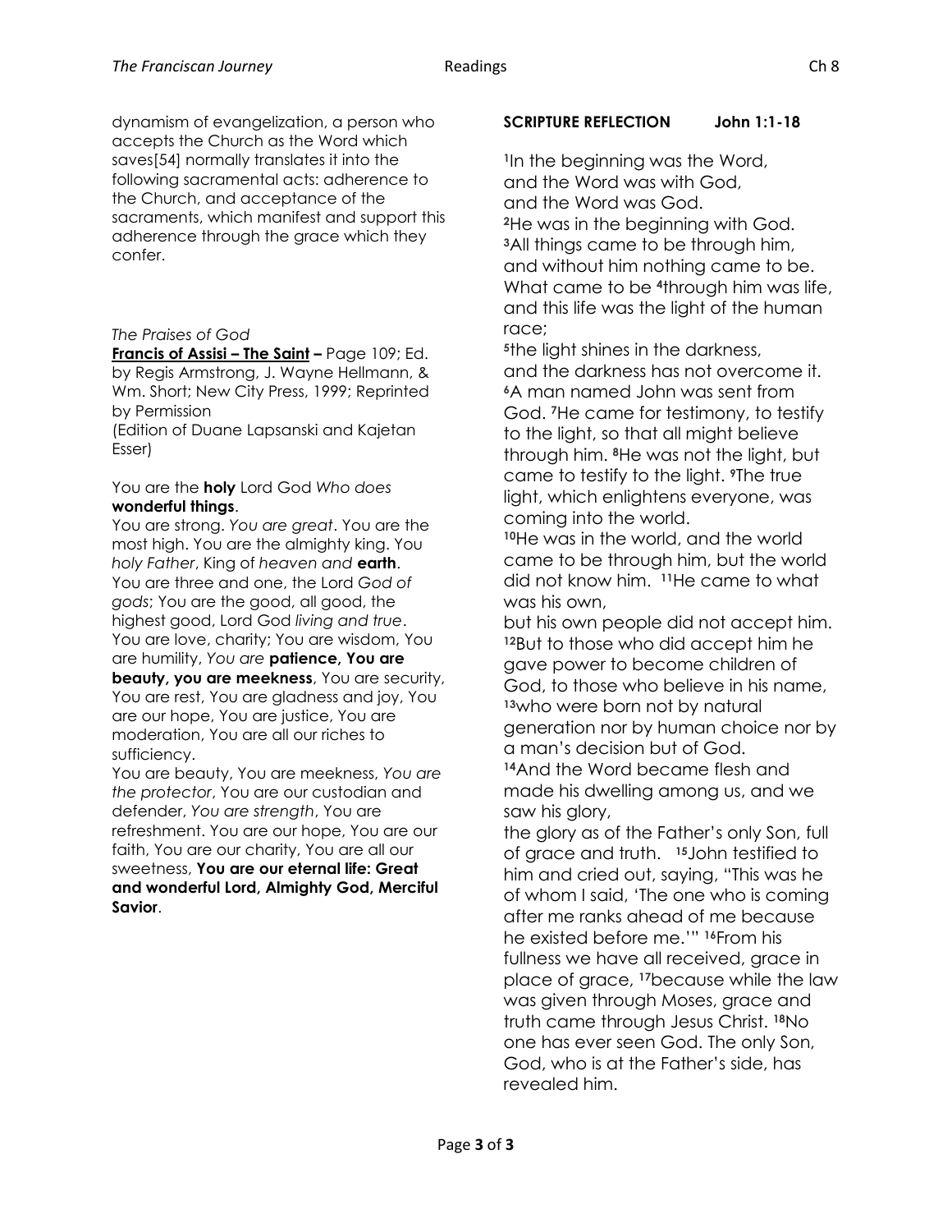dynamism of evangelization, a person who accepts the Church as the Word which saves[54] normally translates it into the following sacramental acts: adherence to the Church, and acceptance of the sacraments, which manifest and support this adherence through the grace which they confer.

*The Praises of God*

**Francis of Assisi – The Saint –** Page 109; Ed. by Regis Armstrong, J. Wayne Hellmann, & Wm. Short; New City Press, 1999; Reprinted by Permission

(Edition of Duane Lapsanski and Kajetan Esser)

You are the **holy** Lord God *Who does* **wonderful things**.

You are strong. *You are great*. You are the most high. You are the almighty king. You *holy Father*, King of *heaven and* **earth**. You are three and one, the Lord *God of gods*; You are the good, all good, the highest good, Lord God *living and true*. You are love, charity; You are wisdom, You are humility, *You are* **patience, You are beauty, you are meekness**, You are security, You are rest, You are gladness and joy, You are our hope, You are justice, You are moderation, You are all our riches to sufficiency.

You are beauty, You are meekness, *You are the protector*, You are our custodian and defender, *You are strength*, You are refreshment. You are our hope, You are our faith, You are our charity, You are all our sweetness, **You are our eternal life: Great and wonderful Lord, Almighty God, Merciful Savior**.

**SCRIPTURE REFLECTION John 1:1-18**

[1]In the beginning was the Word,
and the Word was with God,
and the Word was God.
[2]He was in the beginning with God.
[3]All things came to be through him,
and without him nothing came to be.
What came to be [4]through him was life,
and this life was the light of the human race;
[5]the light shines in the darkness,
and the darkness has not overcome it.
[6]A man named John was sent from God. [7]He came for testimony, to testify to the light, so that all might believe through him. [8]He was not the light, but came to testify to the light. [9]The true light, which enlightens everyone, was coming into the world.
[10]He was in the world, and the world came to be through him, but the world did not know him. [11]He came to what was his own,
but his own people did not accept him.
[12]But to those who did accept him he gave power to become children of God, to those who believe in his name, [13]who were born not by natural generation nor by human choice nor by a man's decision but of God.
[14]And the Word became flesh and made his dwelling among us, and we saw his glory,
the glory as of the Father's only Son, full of grace and truth. [15]John testified to him and cried out, saying, "This was he of whom I said, 'The one who is coming after me ranks ahead of me because he existed before me.'" [16]From his fullness we have all received, grace in place of grace, [17]because while the law was given through Moses, grace and truth came through Jesus Christ. [18]No one has ever seen God. The only Son, God, who is at the Father's side, has revealed him.